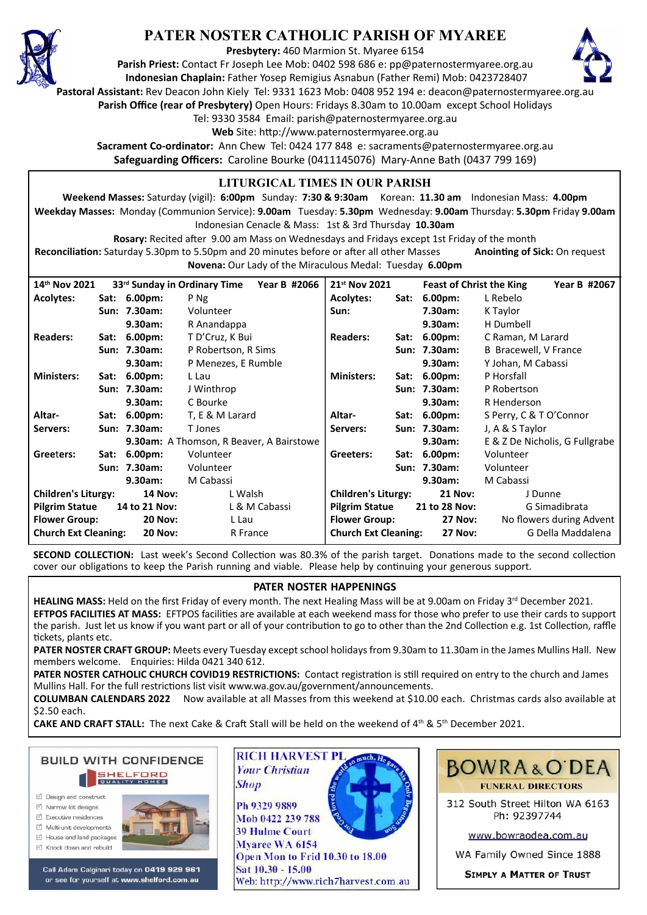# PATER NOSTER CATHOLIC PARISH OF MYAREE

**Presbytery:** 460 Marmion St. Myaree 6154
**Parish Priest:** Contact Fr Joseph Lee Mob: 0402 598 686 e: pp@paternostermyaree.org.au
**Indonesian Chaplain:** Father Yosep Remigius Asnabun (Father Remi) Mob: 0423728407
**Pastoral Assistant:** Rev Deacon John Kiely Tel: 9331 1623 Mob: 0408 952 194 e: deacon@paternostermyaree.org.au
**Parish Office (rear of Presbytery)** Open Hours: Fridays 8.30am to 10.00am except School Holidays
Tel: 9330 3584 Email: parish@paternostermyaree.org.au
**Web** Site: http://www.paternostermyaree.org.au
**Sacrament Co-ordinator:** Ann Chew Tel: 0424 177 848 e: sacraments@paternostermyaree.org.au
**Safeguarding Officers:** Caroline Bourke (0411145076) Mary-Anne Bath (0437 799 169)

## LITURGICAL TIMES IN OUR PARISH

**Weekend Masses:** Saturday (vigil): **6:00pm** Sunday: **7:30 & 9:30am** Korean: **11.30 am** Indonesian Mass: **4.00pm**
**Weekday Masses:** Monday (Communion Service): **9.00am** Tuesday: **5.30pm** Wednesday: **9.00am** Thursday: **5.30pm** Friday **9.00am**
Indonesian Cenacle & Mass: 1st & 3rd Thursday **10.30am**
**Rosary:** Recited after 9.00 am Mass on Wednesdays and Fridays except 1st Friday of the month
**Reconciliation:** Saturday 5.30pm to 5.50pm and 20 minutes before or after all other Masses **Anointing of Sick:** On request
**Novena:** Our Lady of the Miraculous Medal: Tuesday **6.00pm**

| 14th Nov 2021 | 33rd Sunday in Ordinary Time | | Year B #2066 |
|---|---|---|---|
| **Acolytes:** | **Sat:** | **6.00pm:** | P Ng |
| | **Sun:** | **7.30am:** | Volunteer |
| | | **9.30am:** | R Anandappa |
| **Readers:** | **Sat:** | **6.00pm:** | T D'Cruz, K Bui |
| | **Sun:** | **7.30am:** | P Robertson, R Sims |
| | | **9.30am:** | P Menezes, E Rumble |
| **Ministers:** | **Sat:** | **6.00pm:** | L Lau |
| | **Sun:** | **7.30am:** | J Winthrop |
| | | **9.30am:** | C Bourke |
| **Altar-Servers:** | **Sat:** | **6.00pm:** | T, E & M Larard |
| | **Sun:** | **7.30am:** | T Jones |
| | | **9.30am:** | A Thomson, R Beaver, A Bairstowe |
| **Greeters:** | **Sat:** | **6.00pm:** | Volunteer |
| | **Sun:** | **7.30am:** | Volunteer |
| | | **9.30am:** | M Cabassi |
| **Children's Liturgy:** | | **14 Nov:** | L Walsh |
| **Pilgrim Statue** | | **14 to 21 Nov:** | L & M Cabassi |
| **Flower Group:** | | **20 Nov:** | L Lau |
| **Church Ext Cleaning:** | | **20 Nov:** | R France |

| 21st Nov 2021 | Feast of Christ the King | | Year B #2067 |
|---|---|---|---|
| **Acolytes:** | **Sat:** | **6.00pm:** | L Rebelo |
| | **Sun:** | **7.30am:** | K Taylor |
| | | **9.30am:** | H Dumbell |
| **Readers:** | **Sat:** | **6.00pm:** | C Raman, M Larard |
| | **Sun:** | **7.30am:** | B Bracewell, V France |
| | | **9.30am:** | Y Johan, M Cabassi |
| **Ministers:** | **Sat:** | **6.00pm:** | P Horsfall |
| | **Sun:** | **7.30am:** | P Robertson |
| | | **9.30am:** | R Henderson |
| **Altar-Servers:** | **Sat:** | **6.00pm:** | S Perry, C & T O'Connor |
| | **Sun:** | **7.30am:** | J, A & S Taylor |
| | | **9.30am:** | E & Z De Nicholis, G Fullgrabe |
| **Greeters:** | **Sat:** | **6.00pm:** | Volunteer |
| | **Sun:** | **7.30am:** | Volunteer |
| | | **9.30am:** | M Cabassi |
| **Children's Liturgy:** | | **21 Nov:** | J Dunne |
| **Pilgrim Statue** | | **21 to 28 Nov:** | G Simadibrata |
| **Flower Group:** | | **27 Nov:** | No flowers during Advent |
| **Church Ext Cleaning:** | | **27 Nov:** | G Della Maddalena |

**SECOND COLLECTION:** Last week's Second Collection was 80.3% of the parish target. Donations made to the second collection cover our obligations to keep the Parish running and viable. Please help by continuing your generous support.

## PATER NOSTER HAPPENINGS

**HEALING MASS:** Held on the first Friday of every month. The next Healing Mass will be at 9.00am on Friday 3rd December 2021.

**EFTPOS FACILITIES AT MASS:** EFTPOS facilities are available at each weekend mass for those who prefer to use their cards to support the parish. Just let us know if you want part or all of your contribution to go to other than the 2nd Collection e.g. 1st Collection, raffle tickets, plants etc.

**PATER NOSTER CRAFT GROUP:** Meets every Tuesday except school holidays from 9.30am to 11.30am in the James Mullins Hall. New members welcome. Enquiries: Hilda 0421 340 612.

**PATER NOSTER CATHOLIC CHURCH COVID19 RESTRICTIONS:** Contact registration is still required on entry to the church and James Mullins Hall. For the full restrictions list visit www.wa.gov.au/government/announcements.

**COLUMBAN CALENDARS 2022** Now available at all Masses from this weekend at $10.00 each. Christmas cards also available at $2.50 each.

**CAKE AND CRAFT STALL:** The next Cake & Craft Stall will be held on the weekend of 4th & 5th December 2021.

---

**BUILD WITH CONFIDENCE**
SHELFORD QUALITY HOMES
- Design and construct
- Narrow lot designs
- Executive residences
- Multi-unit developments
- House and land packages
- Knock down and rebuild

Call Adam Calginari today on **0419 929 961** or see for yourself at **www.shelford.com.au**

---

**RICH HARVEST PL**
*Your Christian Shop*
Ph 9329 9889
Mob 0422 239 788
39 Hulme Court
Myaree WA 6154
Open Mon to Frid 10.30 to 18.00
Sat 10.30 - 15.00
Web: http://www.rich7harvest.com.au

---

**BOWRA & O'DEA**
**FUNERAL DIRECTORS**
312 South Street Hilton WA 6163
Ph: 92397744
www.bowraodea.com.au
WA Family Owned Since 1888
**SIMPLY A MATTER OF TRUST**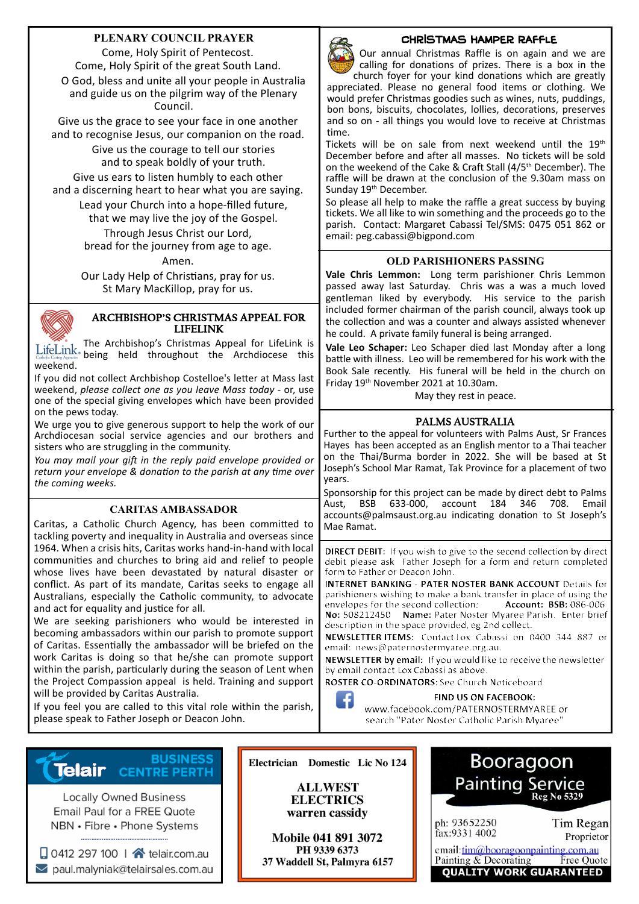## PLENARY COUNCIL PRAYER

Come, Holy Spirit of Pentecost.
Come, Holy Spirit of the great South Land.
O God, bless and unite all your people in Australia and guide us on the pilgrim way of the Plenary Council.
Give us the grace to see your face in one another and to recognise Jesus, our companion on the road.
Give us the courage to tell our stories and to speak boldly of your truth.
Give us ears to listen humbly to each other and a discerning heart to hear what you are saying.
Lead your Church into a hope-filled future, that we may live the joy of the Gospel.
Through Jesus Christ our Lord, bread for the journey from age to age.
Amen.
Our Lady Help of Christians, pray for us.
St Mary MacKillop, pray for us.

## ARCHBISHOP'S CHRISTMAS APPEAL FOR LIFELINK

The Archbishop's Christmas Appeal for LifeLink is being held throughout the Archdiocese this weekend.

If you did not collect Archbishop Costelloe's letter at Mass last weekend, *please collect one as you leave Mass today* - or, use one of the special giving envelopes which have been provided on the pews today.

We urge you to give generous support to help the work of our Archdiocesan social service agencies and our brothers and sisters who are struggling in the community.

*You may mail your gift in the reply paid envelope provided or return your envelope & donation to the parish at any time over the coming weeks.*

## CARITAS AMBASSADOR

Caritas, a Catholic Church Agency, has been committed to tackling poverty and inequality in Australia and overseas since 1964. When a crisis hits, Caritas works hand-in-hand with local communities and churches to bring aid and relief to people whose lives have been devastated by natural disaster or conflict. As part of its mandate, Caritas seeks to engage all Australians, especially the Catholic community, to advocate and act for equality and justice for all.

We are seeking parishioners who would be interested in becoming ambassadors within our parish to promote support of Caritas. Essentially the ambassador will be briefed on the work Caritas is doing so that he/she can promote support within the parish, particularly during the season of Lent when the Project Compassion appeal is held. Training and support will be provided by Caritas Australia.

If you feel you are called to this vital role within the parish, please speak to Father Joseph or Deacon John.

## CHRISTMAS HAMPER RAFFLE

Our annual Christmas Raffle is on again and we are calling for donations of prizes. There is a box in the church foyer for your kind donations which are greatly appreciated. Please no general food items or clothing. We would prefer Christmas goodies such as wines, nuts, puddings, bon bons, biscuits, chocolates, lollies, decorations, preserves and so on - all things you would love to receive at Christmas time.

Tickets will be on sale from next weekend until the 19th December before and after all masses. No tickets will be sold on the weekend of the Cake & Craft Stall (4/5th December). The raffle will be drawn at the conclusion of the 9.30am mass on Sunday 19th December.

So please all help to make the raffle a great success by buying tickets. We all like to win something and the proceeds go to the parish. Contact: Margaret Cabassi Tel/SMS: 0475 051 862 or email: peg.cabassi@bigpond.com

## OLD PARISHIONERS PASSING

**Vale Chris Lemmon:** Long term parishioner Chris Lemmon passed away last Saturday. Chris was a was a much loved gentleman liked by everybody. His service to the parish included former chairman of the parish council, always took up the collection and was a counter and always assisted whenever he could. A private family funeral is being arranged.

**Vale Leo Schaper:** Leo Schaper died last Monday after a long battle with illness. Leo will be remembered for his work with the Book Sale recently. His funeral will be held in the church on Friday 19th November 2021 at 10.30am.

May they rest in peace.

## PALMS AUSTRALIA

Further to the appeal for volunteers with Palms Aust, Sr Frances Hayes has been accepted as an English mentor to a Thai teacher on the Thai/Burma border in 2022. She will be based at St Joseph's School Mar Ramat, Tak Province for a placement of two years.

Sponsorship for this project can be made by direct debt to Palms Aust, BSB 633-000, account 184 346 708. Email accounts@palmsaust.org.au indicating donation to St Joseph's Mae Ramat.

**DIRECT DEBIT**: If you wish to give to the second collection by direct debit please ask Father Joseph for a form and return completed form to Father or Deacon John.

**INTERNET BANKING - PATER NOSTER BANK ACCOUNT** Details for parishioners wishing to make a bank transfer in place of using the envelopes for the second collection: **Account: BSB:** 086-006 **No:** 508212450 **Name:** Pater Noster Myaree Parish. Enter brief description in the space provided, eg 2nd collect.

**NEWSLETTER ITEMS:** Contact Lox Cabassi on 0400 344 887 or email: news@paternostermyaree.org.au.

**NEWSLETTER by email:** If you would like to receive the newsletter by email contact Lox Cabassi as above.

**ROSTER CO-ORDINATORS:** See Church Noticeboard

FIND US ON FACEBOOK:
www.facebook.com/PATERNOSTERMYAREE or search "Pater Noster Catholic Parish Myaree"

---

**Telair BUSINESS CENTRE PERTH**
Locally Owned Business
Email Paul for a FREE Quote
NBN • Fibre • Phone Systems
0412 297 100 | telair.com.au
paul.malyniak@telairsales.com.au

---

**Electrician Domestic Lic No 124**
**ALLWEST ELECTRICS**
**warren cassidy**
**Mobile 041 891 3072**
**PH 9339 6373**
**37 Waddell St, Palmyra 6157**

---

**Booragoon Painting Service**
**Reg No 5329**
ph: 93652250
fax:9331 4002
Tim Regan
Proprietor
email: tim@booragoonpainting.com.au
Painting & Decorating Free Quote
**QUALITY WORK GUARANTEED**